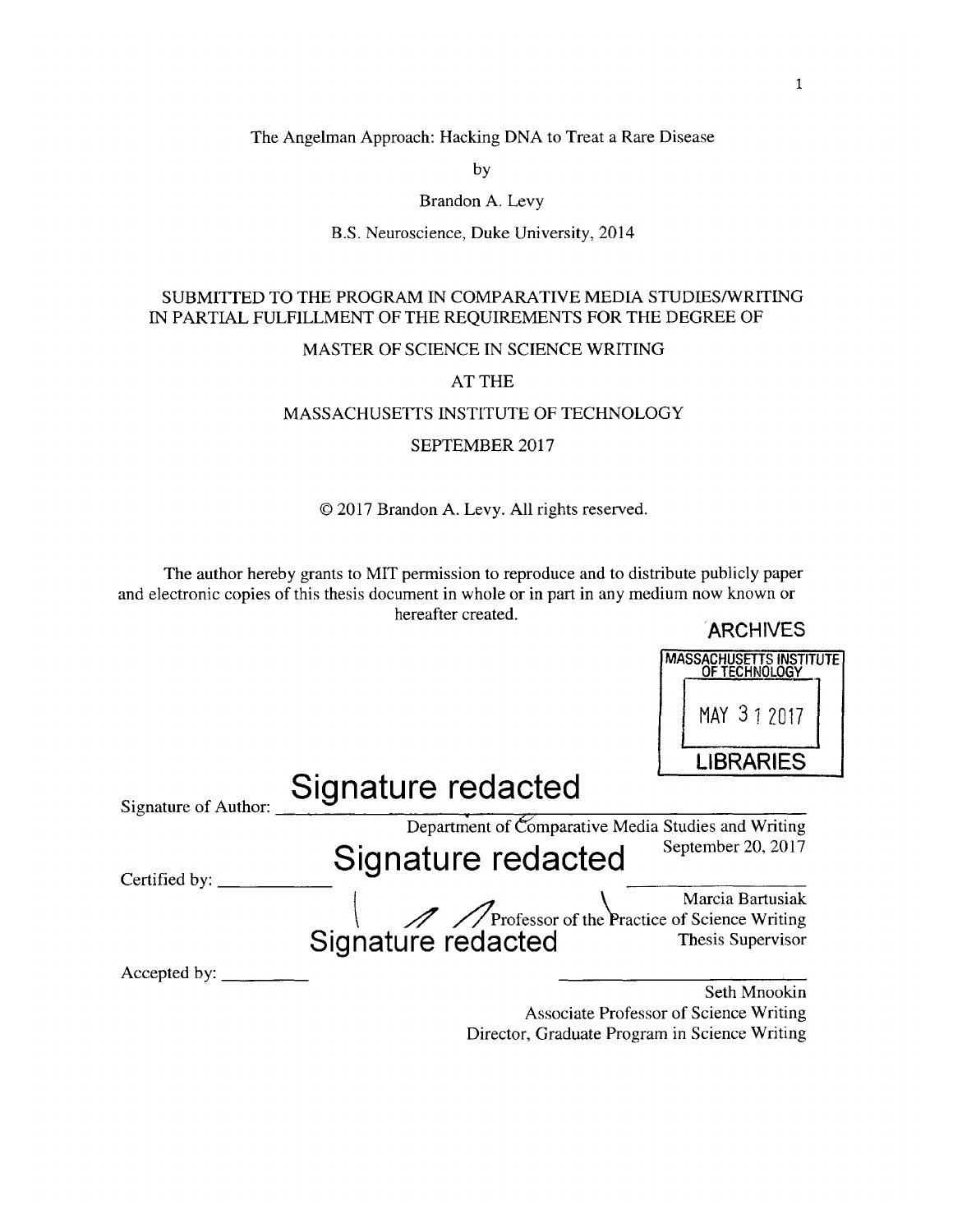# The Angelman Approach: Hacking DNA to Treat a Rare Disease

by

Brandon A. Levy

B.S. Neuroscience, Duke University, 2014

SUBMITTED TO THE PROGRAM IN COMPARATIVE MEDIA STUDIES/WRITING IN PARTIAL FULFILLMENT OF THE REQUIREMENTS FOR THE DEGREE OF

MASTER OF SCIENCE IN SCIENCE WRITING

AT THE

MASSACHUSETTS INSTITUTE OF TECHNOLOGY

SEPTEMBER 2017

© 2017 Brandon A. Levy. All rights reserved.

The author hereby grants to MIT permission to reproduce and to distribute publicly paper and electronic copies of this thesis document in whole or in part in any medium now known or hereafter created.

ARCHIVES

MASSACHUSETTS INSTITUTE OF TECHNOLOGY

MAY 31 2017

LIBRARIES

Signature of Author: **Signature redacted**

Department of Comparative Media Studies and Writing
September 20, 2017

Certified by: **Signature redacted**

Marcia Bartusiak
Professor of the Practice of Science Writing
Thesis Supervisor

Accepted by: **Signature redacted**

Seth Mnookin
Associate Professor of Science Writing
Director, Graduate Program in Science Writing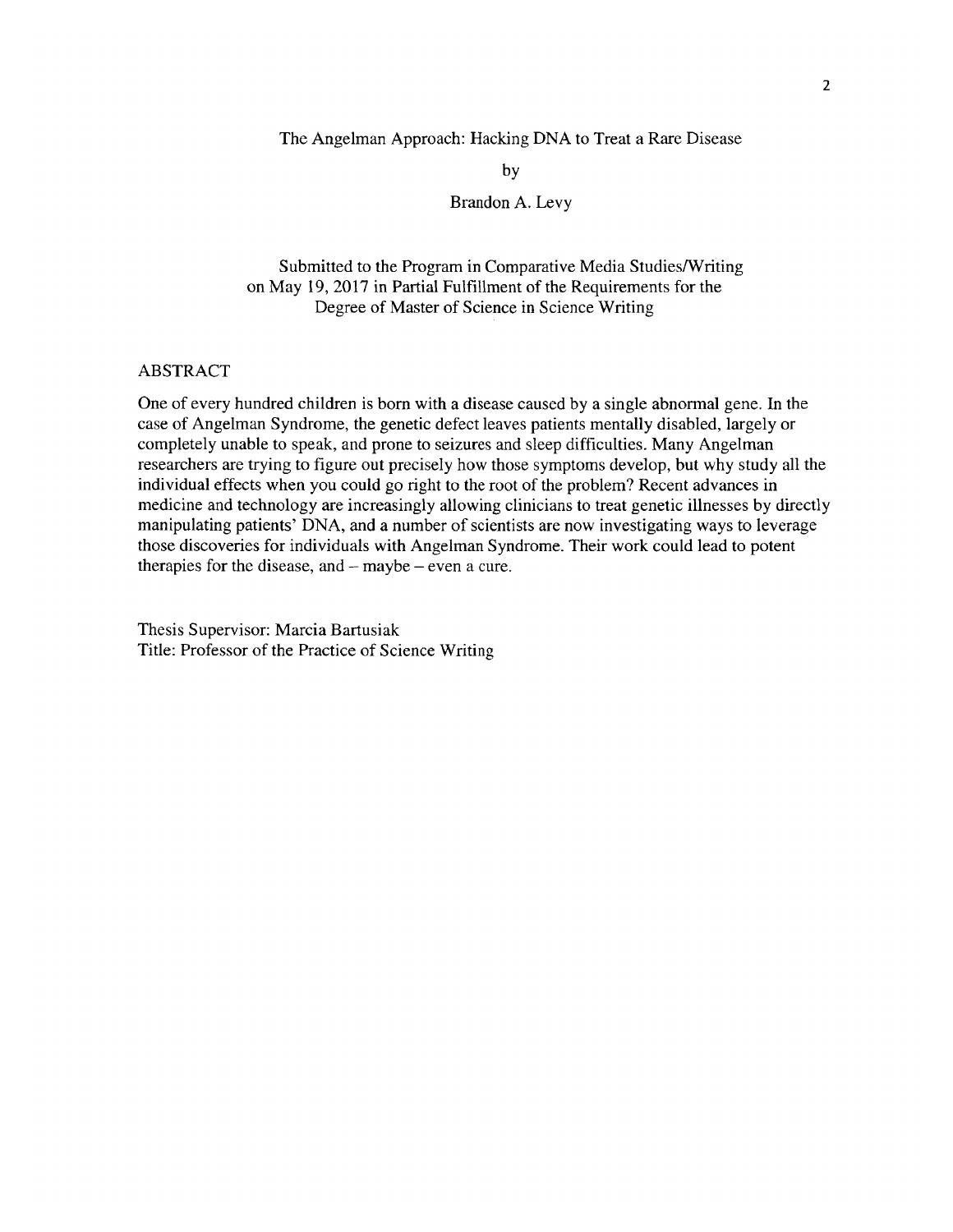The Angelman Approach: Hacking DNA to Treat a Rare Disease

by

Brandon A. Levy

Submitted to the Program in Comparative Media Studies/Writing
on May 19, 2017 in Partial Fulfillment of the Requirements for the
Degree of Master of Science in Science Writing

ABSTRACT

One of every hundred children is born with a disease caused by a single abnormal gene. In the case of Angelman Syndrome, the genetic defect leaves patients mentally disabled, largely or completely unable to speak, and prone to seizures and sleep difficulties. Many Angelman researchers are trying to figure out precisely how those symptoms develop, but why study all the individual effects when you could go right to the root of the problem? Recent advances in medicine and technology are increasingly allowing clinicians to treat genetic illnesses by directly manipulating patients' DNA, and a number of scientists are now investigating ways to leverage those discoveries for individuals with Angelman Syndrome. Their work could lead to potent therapies for the disease, and – maybe – even a cure.

Thesis Supervisor: Marcia Bartusiak
Title: Professor of the Practice of Science Writing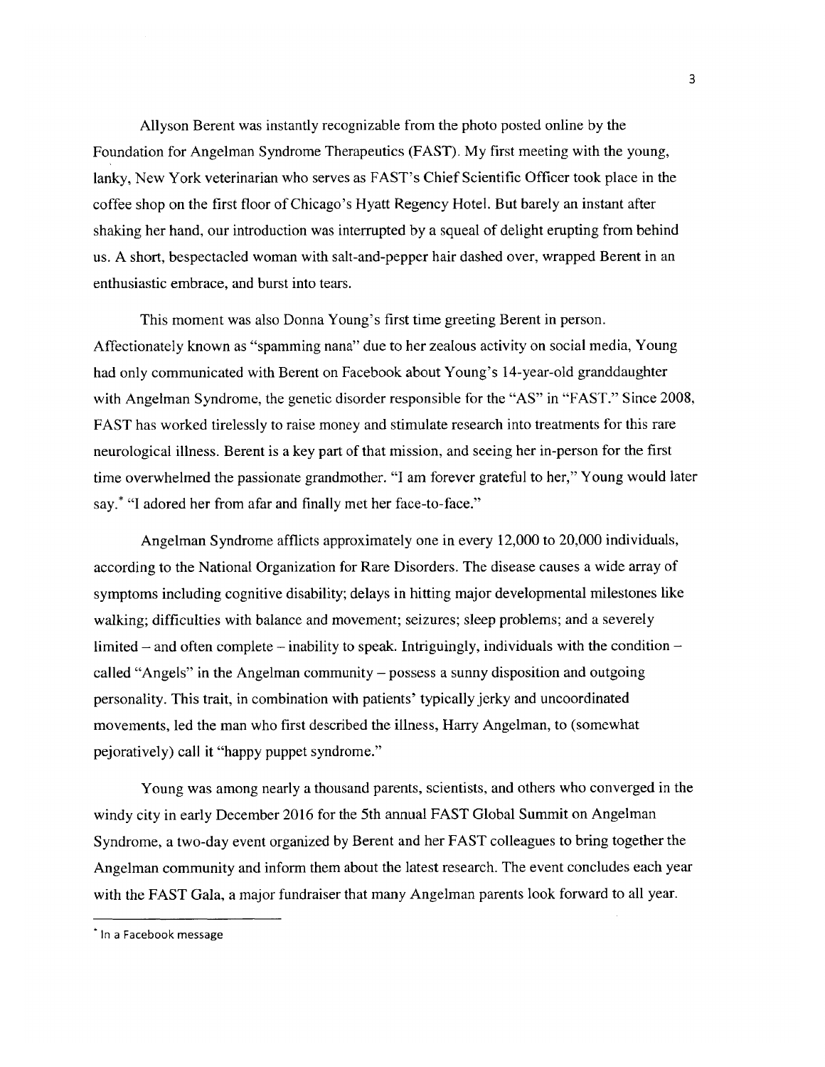Allyson Berent was instantly recognizable from the photo posted online by the Foundation for Angelman Syndrome Therapeutics (FAST). My first meeting with the young, lanky, New York veterinarian who serves as FAST's Chief Scientific Officer took place in the coffee shop on the first floor of Chicago's Hyatt Regency Hotel. But barely an instant after shaking her hand, our introduction was interrupted by a squeal of delight erupting from behind us. A short, bespectacled woman with salt-and-pepper hair dashed over, wrapped Berent in an enthusiastic embrace, and burst into tears.

This moment was also Donna Young's first time greeting Berent in person. Affectionately known as "spamming nana" due to her zealous activity on social media, Young had only communicated with Berent on Facebook about Young's 14-year-old granddaughter with Angelman Syndrome, the genetic disorder responsible for the "AS" in "FAST." Since 2008, FAST has worked tirelessly to raise money and stimulate research into treatments for this rare neurological illness. Berent is a key part of that mission, and seeing her in-person for the first time overwhelmed the passionate grandmother. "I am forever grateful to her," Young would later say.* "I adored her from afar and finally met her face-to-face."

Angelman Syndrome afflicts approximately one in every 12,000 to 20,000 individuals, according to the National Organization for Rare Disorders. The disease causes a wide array of symptoms including cognitive disability; delays in hitting major developmental milestones like walking; difficulties with balance and movement; seizures; sleep problems; and a severely limited – and often complete – inability to speak. Intriguingly, individuals with the condition – called "Angels" in the Angelman community – possess a sunny disposition and outgoing personality. This trait, in combination with patients' typically jerky and uncoordinated movements, led the man who first described the illness, Harry Angelman, to (somewhat pejoratively) call it "happy puppet syndrome."

Young was among nearly a thousand parents, scientists, and others who converged in the windy city in early December 2016 for the 5th annual FAST Global Summit on Angelman Syndrome, a two-day event organized by Berent and her FAST colleagues to bring together the Angelman community and inform them about the latest research. The event concludes each year with the FAST Gala, a major fundraiser that many Angelman parents look forward to all year.

---

* In a Facebook message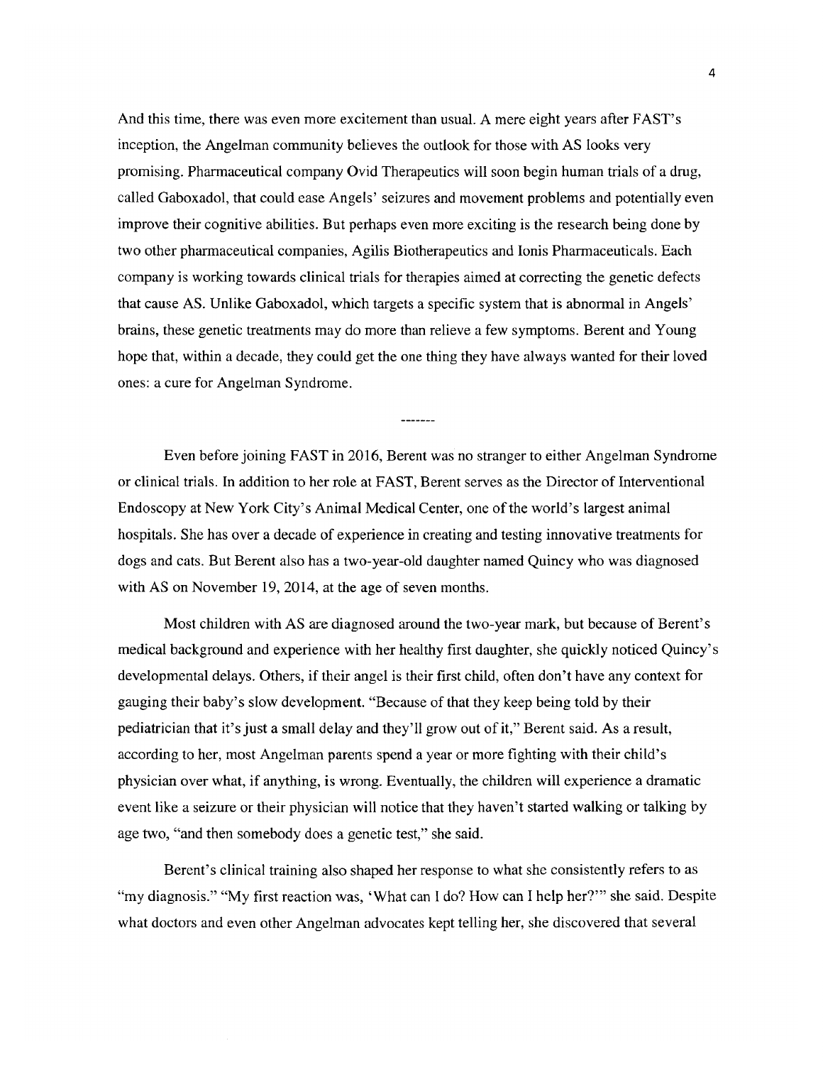And this time, there was even more excitement than usual. A mere eight years after FAST's inception, the Angelman community believes the outlook for those with AS looks very promising. Pharmaceutical company Ovid Therapeutics will soon begin human trials of a drug, called Gaboxadol, that could ease Angels' seizures and movement problems and potentially even improve their cognitive abilities. But perhaps even more exciting is the research being done by two other pharmaceutical companies, Agilis Biotherapeutics and Ionis Pharmaceuticals. Each company is working towards clinical trials for therapies aimed at correcting the genetic defects that cause AS. Unlike Gaboxadol, which targets a specific system that is abnormal in Angels' brains, these genetic treatments may do more than relieve a few symptoms. Berent and Young hope that, within a decade, they could get the one thing they have always wanted for their loved ones: a cure for Angelman Syndrome.

-------

Even before joining FAST in 2016, Berent was no stranger to either Angelman Syndrome or clinical trials. In addition to her role at FAST, Berent serves as the Director of Interventional Endoscopy at New York City's Animal Medical Center, one of the world's largest animal hospitals. She has over a decade of experience in creating and testing innovative treatments for dogs and cats. But Berent also has a two-year-old daughter named Quincy who was diagnosed with AS on November 19, 2014, at the age of seven months.

Most children with AS are diagnosed around the two-year mark, but because of Berent's medical background and experience with her healthy first daughter, she quickly noticed Quincy's developmental delays. Others, if their angel is their first child, often don't have any context for gauging their baby's slow development. "Because of that they keep being told by their pediatrician that it's just a small delay and they'll grow out of it," Berent said. As a result, according to her, most Angelman parents spend a year or more fighting with their child's physician over what, if anything, is wrong. Eventually, the children will experience a dramatic event like a seizure or their physician will notice that they haven't started walking or talking by age two, "and then somebody does a genetic test," she said.

Berent's clinical training also shaped her response to what she consistently refers to as "my diagnosis." "My first reaction was, 'What can I do? How can I help her?'" she said. Despite what doctors and even other Angelman advocates kept telling her, she discovered that several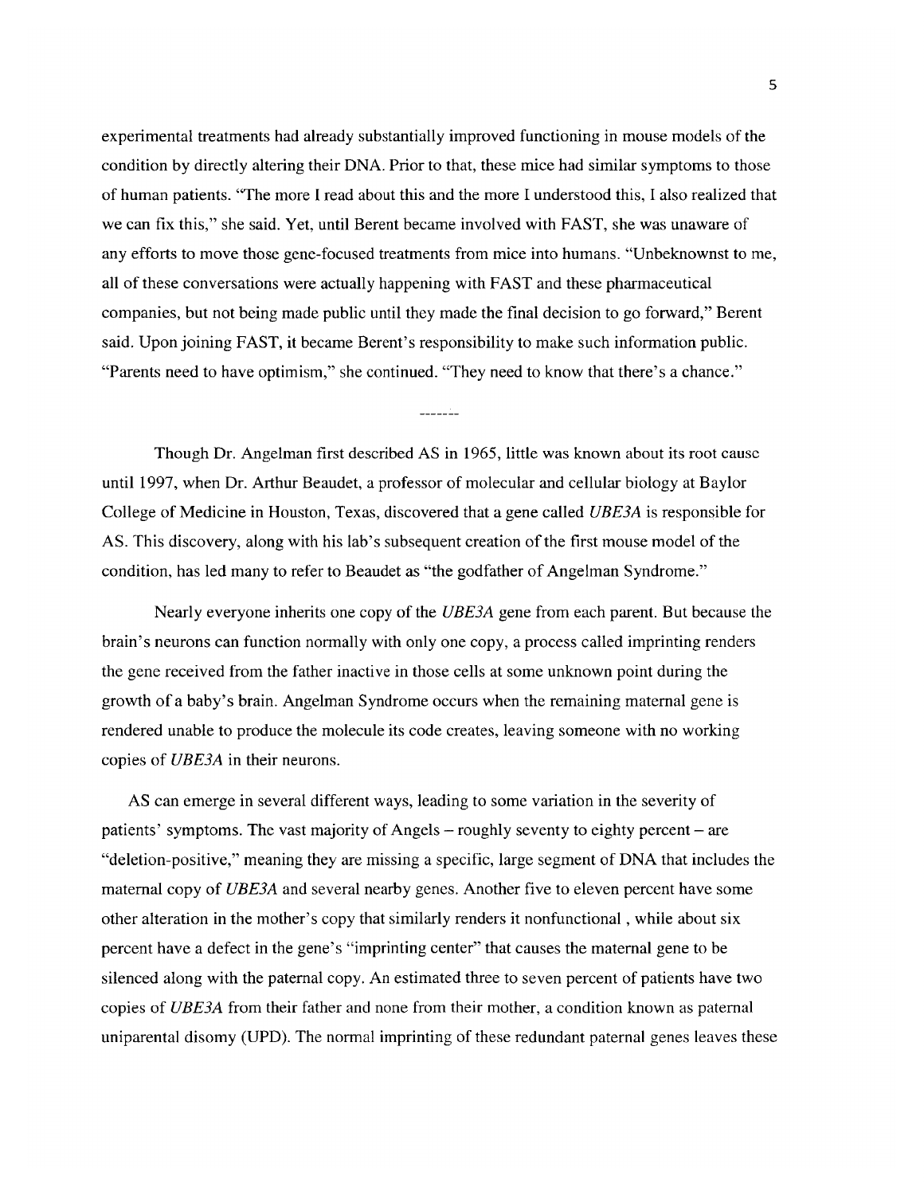experimental treatments had already substantially improved functioning in mouse models of the condition by directly altering their DNA. Prior to that, these mice had similar symptoms to those of human patients. "The more I read about this and the more I understood this, I also realized that we can fix this," she said. Yet, until Berent became involved with FAST, she was unaware of any efforts to move those gene-focused treatments from mice into humans. "Unbeknownst to me, all of these conversations were actually happening with FAST and these pharmaceutical companies, but not being made public until they made the final decision to go forward," Berent said. Upon joining FAST, it became Berent's responsibility to make such information public. "Parents need to have optimism," she continued. "They need to know that there's a chance."

-------

Though Dr. Angelman first described AS in 1965, little was known about its root cause until 1997, when Dr. Arthur Beaudet, a professor of molecular and cellular biology at Baylor College of Medicine in Houston, Texas, discovered that a gene called *UBE3A* is responsible for AS. This discovery, along with his lab's subsequent creation of the first mouse model of the condition, has led many to refer to Beaudet as "the godfather of Angelman Syndrome."

Nearly everyone inherits one copy of the *UBE3A* gene from each parent. But because the brain's neurons can function normally with only one copy, a process called imprinting renders the gene received from the father inactive in those cells at some unknown point during the growth of a baby's brain. Angelman Syndrome occurs when the remaining maternal gene is rendered unable to produce the molecule its code creates, leaving someone with no working copies of *UBE3A* in their neurons.

AS can emerge in several different ways, leading to some variation in the severity of patients' symptoms. The vast majority of Angels – roughly seventy to eighty percent – are "deletion-positive," meaning they are missing a specific, large segment of DNA that includes the maternal copy of *UBE3A* and several nearby genes. Another five to eleven percent have some other alteration in the mother's copy that similarly renders it nonfunctional , while about six percent have a defect in the gene's "imprinting center" that causes the maternal gene to be silenced along with the paternal copy. An estimated three to seven percent of patients have two copies of *UBE3A* from their father and none from their mother, a condition known as paternal uniparental disomy (UPD). The normal imprinting of these redundant paternal genes leaves these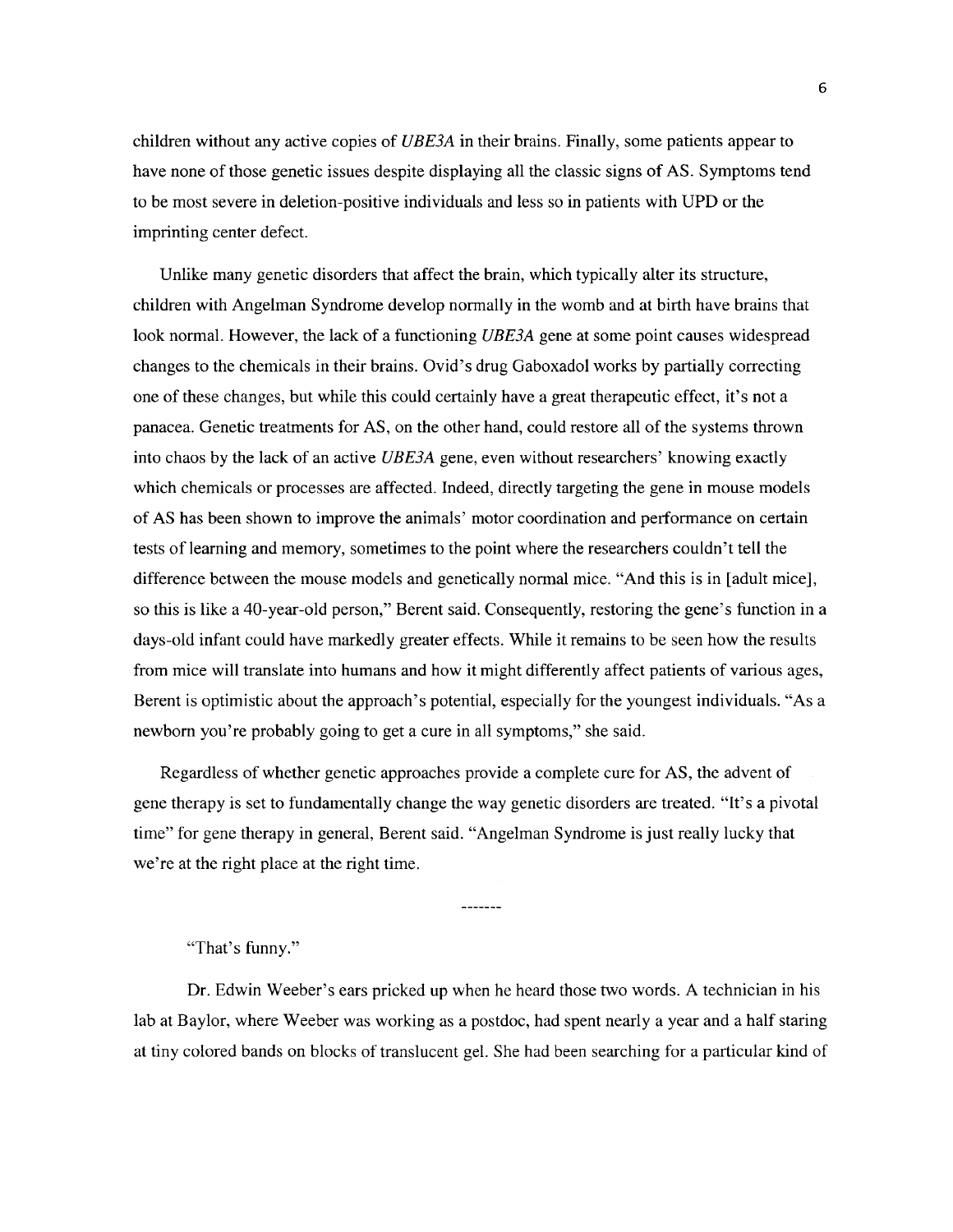children without any active copies of *UBE3A* in their brains. Finally, some patients appear to have none of those genetic issues despite displaying all the classic signs of AS. Symptoms tend to be most severe in deletion-positive individuals and less so in patients with UPD or the imprinting center defect.

Unlike many genetic disorders that affect the brain, which typically alter its structure, children with Angelman Syndrome develop normally in the womb and at birth have brains that look normal. However, the lack of a functioning *UBE3A* gene at some point causes widespread changes to the chemicals in their brains. Ovid's drug Gaboxadol works by partially correcting one of these changes, but while this could certainly have a great therapeutic effect, it's not a panacea. Genetic treatments for AS, on the other hand, could restore all of the systems thrown into chaos by the lack of an active *UBE3A* gene, even without researchers' knowing exactly which chemicals or processes are affected. Indeed, directly targeting the gene in mouse models of AS has been shown to improve the animals' motor coordination and performance on certain tests of learning and memory, sometimes to the point where the researchers couldn't tell the difference between the mouse models and genetically normal mice. "And this is in [adult mice], so this is like a 40-year-old person," Berent said. Consequently, restoring the gene's function in a days-old infant could have markedly greater effects. While it remains to be seen how the results from mice will translate into humans and how it might differently affect patients of various ages, Berent is optimistic about the approach's potential, especially for the youngest individuals. "As a newborn you're probably going to get a cure in all symptoms," she said.

Regardless of whether genetic approaches provide a complete cure for AS, the advent of gene therapy is set to fundamentally change the way genetic disorders are treated. "It's a pivotal time" for gene therapy in general, Berent said. "Angelman Syndrome is just really lucky that we're at the right place at the right time.

-------

"That's funny."

Dr. Edwin Weeber's ears pricked up when he heard those two words. A technician in his lab at Baylor, where Weeber was working as a postdoc, had spent nearly a year and a half staring at tiny colored bands on blocks of translucent gel. She had been searching for a particular kind of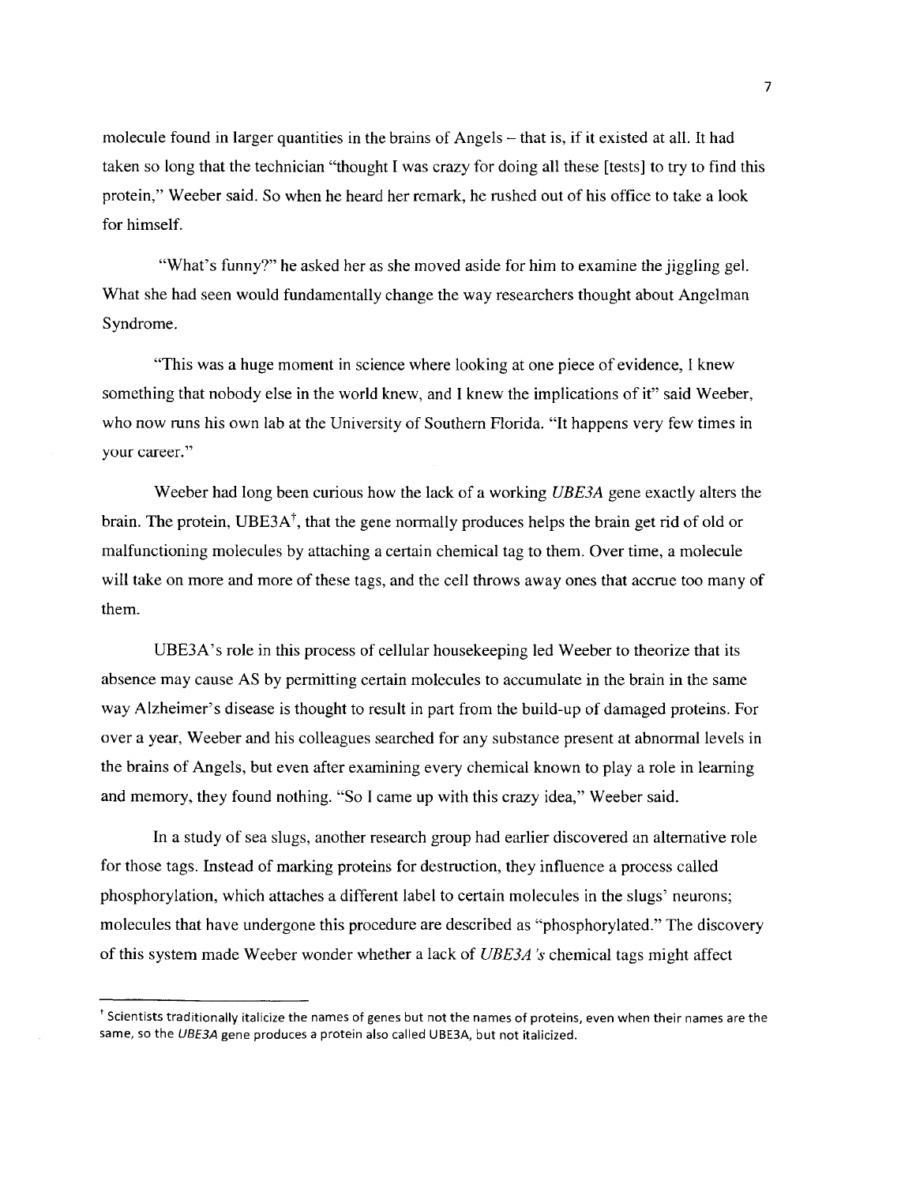molecule found in larger quantities in the brains of Angels – that is, if it existed at all. It had taken so long that the technician "thought I was crazy for doing all these [tests] to try to find this protein," Weeber said. So when he heard her remark, he rushed out of his office to take a look for himself.

"What's funny?" he asked her as she moved aside for him to examine the jiggling gel. What she had seen would fundamentally change the way researchers thought about Angelman Syndrome.

"This was a huge moment in science where looking at one piece of evidence, I knew something that nobody else in the world knew, and I knew the implications of it" said Weeber, who now runs his own lab at the University of Southern Florida. "It happens very few times in your career."

Weeber had long been curious how the lack of a working *UBE3A* gene exactly alters the brain. The protein, UBE3A†, that the gene normally produces helps the brain get rid of old or malfunctioning molecules by attaching a certain chemical tag to them. Over time, a molecule will take on more and more of these tags, and the cell throws away ones that accrue too many of them.

UBE3A's role in this process of cellular housekeeping led Weeber to theorize that its absence may cause AS by permitting certain molecules to accumulate in the brain in the same way Alzheimer's disease is thought to result in part from the build-up of damaged proteins. For over a year, Weeber and his colleagues searched for any substance present at abnormal levels in the brains of Angels, but even after examining every chemical known to play a role in learning and memory, they found nothing. "So I came up with this crazy idea," Weeber said.

In a study of sea slugs, another research group had earlier discovered an alternative role for those tags. Instead of marking proteins for destruction, they influence a process called phosphorylation, which attaches a different label to certain molecules in the slugs' neurons; molecules that have undergone this procedure are described as "phosphorylated." The discovery of this system made Weeber wonder whether a lack of *UBE3A's* chemical tags might affect

† Scientists traditionally italicize the names of genes but not the names of proteins, even when their names are the same, so the *UBE3A* gene produces a protein also called UBE3A, but not italicized.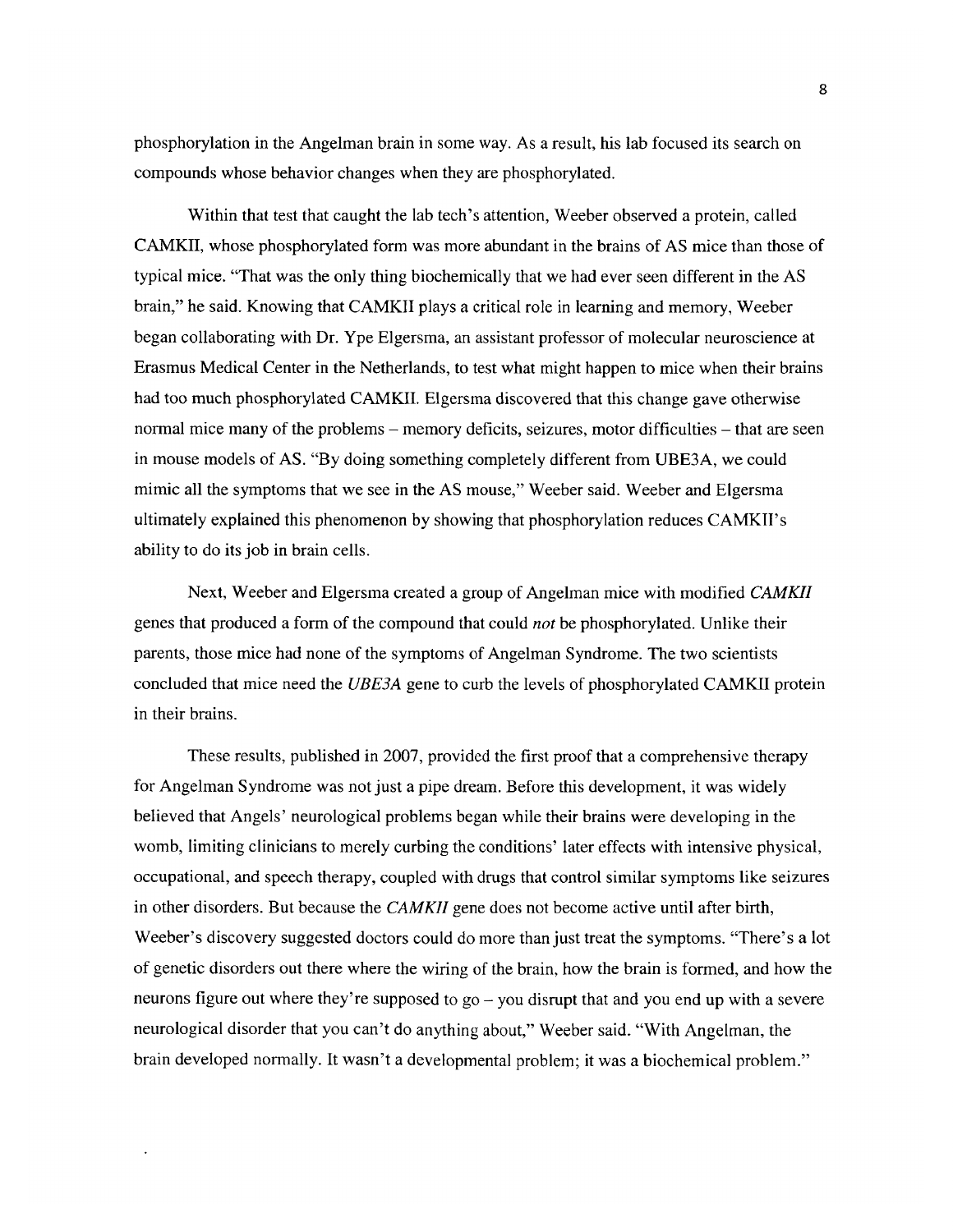phosphorylation in the Angelman brain in some way. As a result, his lab focused its search on compounds whose behavior changes when they are phosphorylated.

Within that test that caught the lab tech's attention, Weeber observed a protein, called CAMKII, whose phosphorylated form was more abundant in the brains of AS mice than those of typical mice. "That was the only thing biochemically that we had ever seen different in the AS brain," he said. Knowing that CAMKII plays a critical role in learning and memory, Weeber began collaborating with Dr. Ype Elgersma, an assistant professor of molecular neuroscience at Erasmus Medical Center in the Netherlands, to test what might happen to mice when their brains had too much phosphorylated CAMKII. Elgersma discovered that this change gave otherwise normal mice many of the problems – memory deficits, seizures, motor difficulties – that are seen in mouse models of AS. "By doing something completely different from UBE3A, we could mimic all the symptoms that we see in the AS mouse," Weeber said. Weeber and Elgersma ultimately explained this phenomenon by showing that phosphorylation reduces CAMKII's ability to do its job in brain cells.

Next, Weeber and Elgersma created a group of Angelman mice with modified *CAMKII* genes that produced a form of the compound that could *not* be phosphorylated. Unlike their parents, those mice had none of the symptoms of Angelman Syndrome. The two scientists concluded that mice need the *UBE3A* gene to curb the levels of phosphorylated CAMKII protein in their brains.

These results, published in 2007, provided the first proof that a comprehensive therapy for Angelman Syndrome was not just a pipe dream. Before this development, it was widely believed that Angels' neurological problems began while their brains were developing in the womb, limiting clinicians to merely curbing the conditions' later effects with intensive physical, occupational, and speech therapy, coupled with drugs that control similar symptoms like seizures in other disorders. But because the *CAMKII* gene does not become active until after birth, Weeber's discovery suggested doctors could do more than just treat the symptoms. "There's a lot of genetic disorders out there where the wiring of the brain, how the brain is formed, and how the neurons figure out where they're supposed to go – you disrupt that and you end up with a severe neurological disorder that you can't do anything about," Weeber said. "With Angelman, the brain developed normally. It wasn't a developmental problem; it was a biochemical problem."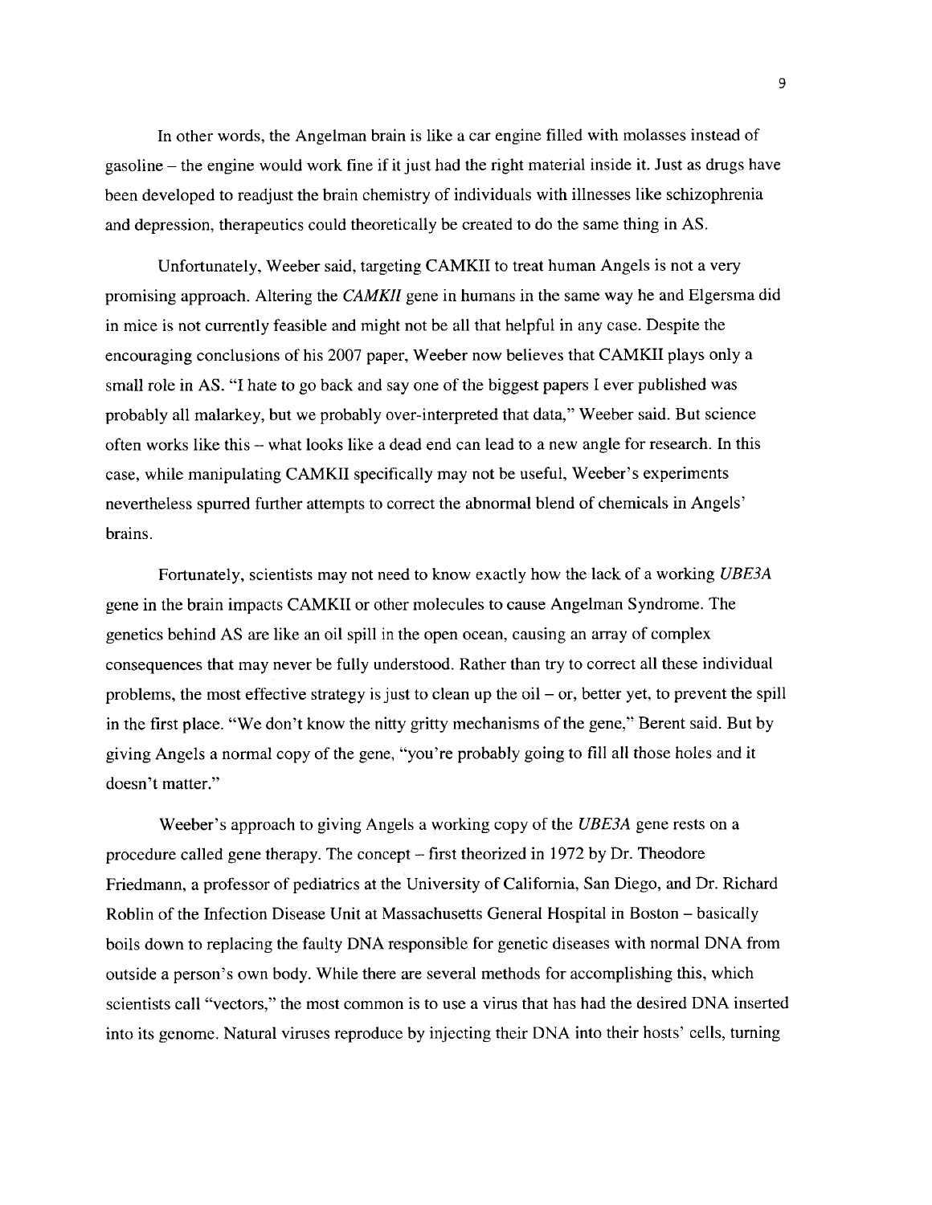In other words, the Angelman brain is like a car engine filled with molasses instead of gasoline – the engine would work fine if it just had the right material inside it. Just as drugs have been developed to readjust the brain chemistry of individuals with illnesses like schizophrenia and depression, therapeutics could theoretically be created to do the same thing in AS.

Unfortunately, Weeber said, targeting CAMKII to treat human Angels is not a very promising approach. Altering the *CAMKII* gene in humans in the same way he and Elgersma did in mice is not currently feasible and might not be all that helpful in any case. Despite the encouraging conclusions of his 2007 paper, Weeber now believes that CAMKII plays only a small role in AS. "I hate to go back and say one of the biggest papers I ever published was probably all malarkey, but we probably over-interpreted that data," Weeber said. But science often works like this – what looks like a dead end can lead to a new angle for research. In this case, while manipulating CAMKII specifically may not be useful, Weeber's experiments nevertheless spurred further attempts to correct the abnormal blend of chemicals in Angels' brains.

Fortunately, scientists may not need to know exactly how the lack of a working *UBE3A* gene in the brain impacts CAMKII or other molecules to cause Angelman Syndrome. The genetics behind AS are like an oil spill in the open ocean, causing an array of complex consequences that may never be fully understood. Rather than try to correct all these individual problems, the most effective strategy is just to clean up the oil – or, better yet, to prevent the spill in the first place. "We don't know the nitty gritty mechanisms of the gene," Berent said. But by giving Angels a normal copy of the gene, "you're probably going to fill all those holes and it doesn't matter."

Weeber's approach to giving Angels a working copy of the *UBE3A* gene rests on a procedure called gene therapy. The concept – first theorized in 1972 by Dr. Theodore Friedmann, a professor of pediatrics at the University of California, San Diego, and Dr. Richard Roblin of the Infection Disease Unit at Massachusetts General Hospital in Boston – basically boils down to replacing the faulty DNA responsible for genetic diseases with normal DNA from outside a person's own body. While there are several methods for accomplishing this, which scientists call "vectors," the most common is to use a virus that has had the desired DNA inserted into its genome. Natural viruses reproduce by injecting their DNA into their hosts' cells, turning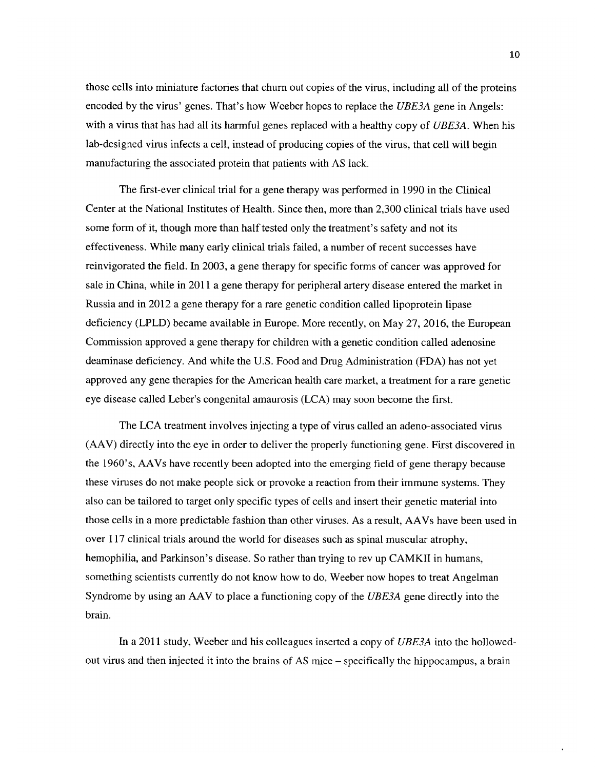those cells into miniature factories that churn out copies of the virus, including all of the proteins encoded by the virus' genes. That's how Weeber hopes to replace the *UBE3A* gene in Angels: with a virus that has had all its harmful genes replaced with a healthy copy of *UBE3A*. When his lab-designed virus infects a cell, instead of producing copies of the virus, that cell will begin manufacturing the associated protein that patients with AS lack.

The first-ever clinical trial for a gene therapy was performed in 1990 in the Clinical Center at the National Institutes of Health. Since then, more than 2,300 clinical trials have used some form of it, though more than half tested only the treatment's safety and not its effectiveness. While many early clinical trials failed, a number of recent successes have reinvigorated the field. In 2003, a gene therapy for specific forms of cancer was approved for sale in China, while in 2011 a gene therapy for peripheral artery disease entered the market in Russia and in 2012 a gene therapy for a rare genetic condition called lipoprotein lipase deficiency (LPLD) became available in Europe. More recently, on May 27, 2016, the European Commission approved a gene therapy for children with a genetic condition called adenosine deaminase deficiency. And while the U.S. Food and Drug Administration (FDA) has not yet approved any gene therapies for the American health care market, a treatment for a rare genetic eye disease called Leber's congenital amaurosis (LCA) may soon become the first.

The LCA treatment involves injecting a type of virus called an adeno-associated virus (AAV) directly into the eye in order to deliver the properly functioning gene. First discovered in the 1960's, AAVs have recently been adopted into the emerging field of gene therapy because these viruses do not make people sick or provoke a reaction from their immune systems. They also can be tailored to target only specific types of cells and insert their genetic material into those cells in a more predictable fashion than other viruses. As a result, AAVs have been used in over 117 clinical trials around the world for diseases such as spinal muscular atrophy, hemophilia, and Parkinson's disease. So rather than trying to rev up CAMKII in humans, something scientists currently do not know how to do, Weeber now hopes to treat Angelman Syndrome by using an AAV to place a functioning copy of the *UBE3A* gene directly into the brain.

In a 2011 study, Weeber and his colleagues inserted a copy of *UBE3A* into the hollowed-out virus and then injected it into the brains of AS mice – specifically the hippocampus, a brain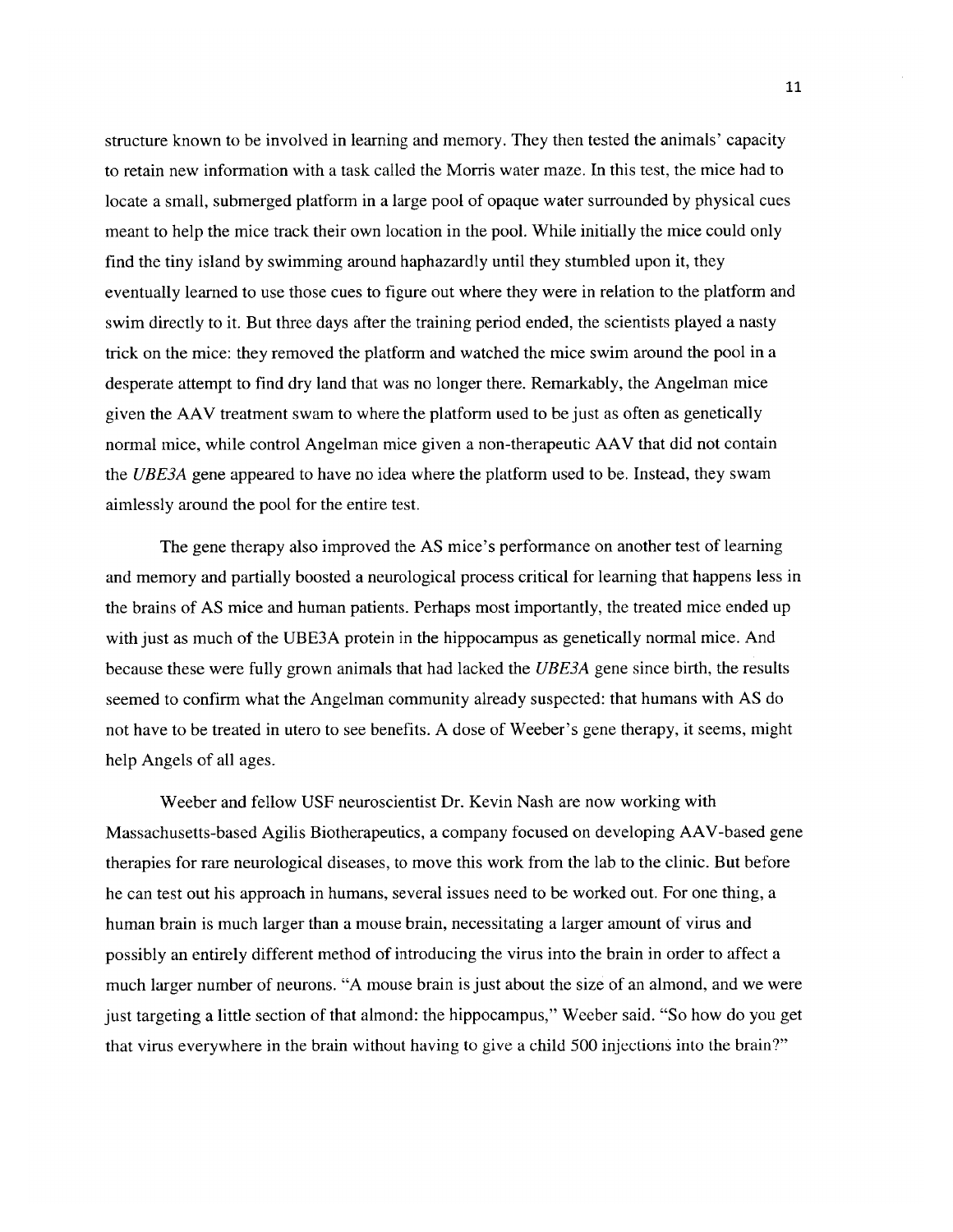structure known to be involved in learning and memory. They then tested the animals' capacity to retain new information with a task called the Morris water maze. In this test, the mice had to locate a small, submerged platform in a large pool of opaque water surrounded by physical cues meant to help the mice track their own location in the pool. While initially the mice could only find the tiny island by swimming around haphazardly until they stumbled upon it, they eventually learned to use those cues to figure out where they were in relation to the platform and swim directly to it. But three days after the training period ended, the scientists played a nasty trick on the mice: they removed the platform and watched the mice swim around the pool in a desperate attempt to find dry land that was no longer there. Remarkably, the Angelman mice given the AAV treatment swam to where the platform used to be just as often as genetically normal mice, while control Angelman mice given a non-therapeutic AAV that did not contain the *UBE3A* gene appeared to have no idea where the platform used to be. Instead, they swam aimlessly around the pool for the entire test.

The gene therapy also improved the AS mice's performance on another test of learning and memory and partially boosted a neurological process critical for learning that happens less in the brains of AS mice and human patients. Perhaps most importantly, the treated mice ended up with just as much of the UBE3A protein in the hippocampus as genetically normal mice. And because these were fully grown animals that had lacked the *UBE3A* gene since birth, the results seemed to confirm what the Angelman community already suspected: that humans with AS do not have to be treated in utero to see benefits. A dose of Weeber's gene therapy, it seems, might help Angels of all ages.

Weeber and fellow USF neuroscientist Dr. Kevin Nash are now working with Massachusetts-based Agilis Biotherapeutics, a company focused on developing AAV-based gene therapies for rare neurological diseases, to move this work from the lab to the clinic. But before he can test out his approach in humans, several issues need to be worked out. For one thing, a human brain is much larger than a mouse brain, necessitating a larger amount of virus and possibly an entirely different method of introducing the virus into the brain in order to affect a much larger number of neurons. "A mouse brain is just about the size of an almond, and we were just targeting a little section of that almond: the hippocampus," Weeber said. "So how do you get that virus everywhere in the brain without having to give a child 500 injections into the brain?"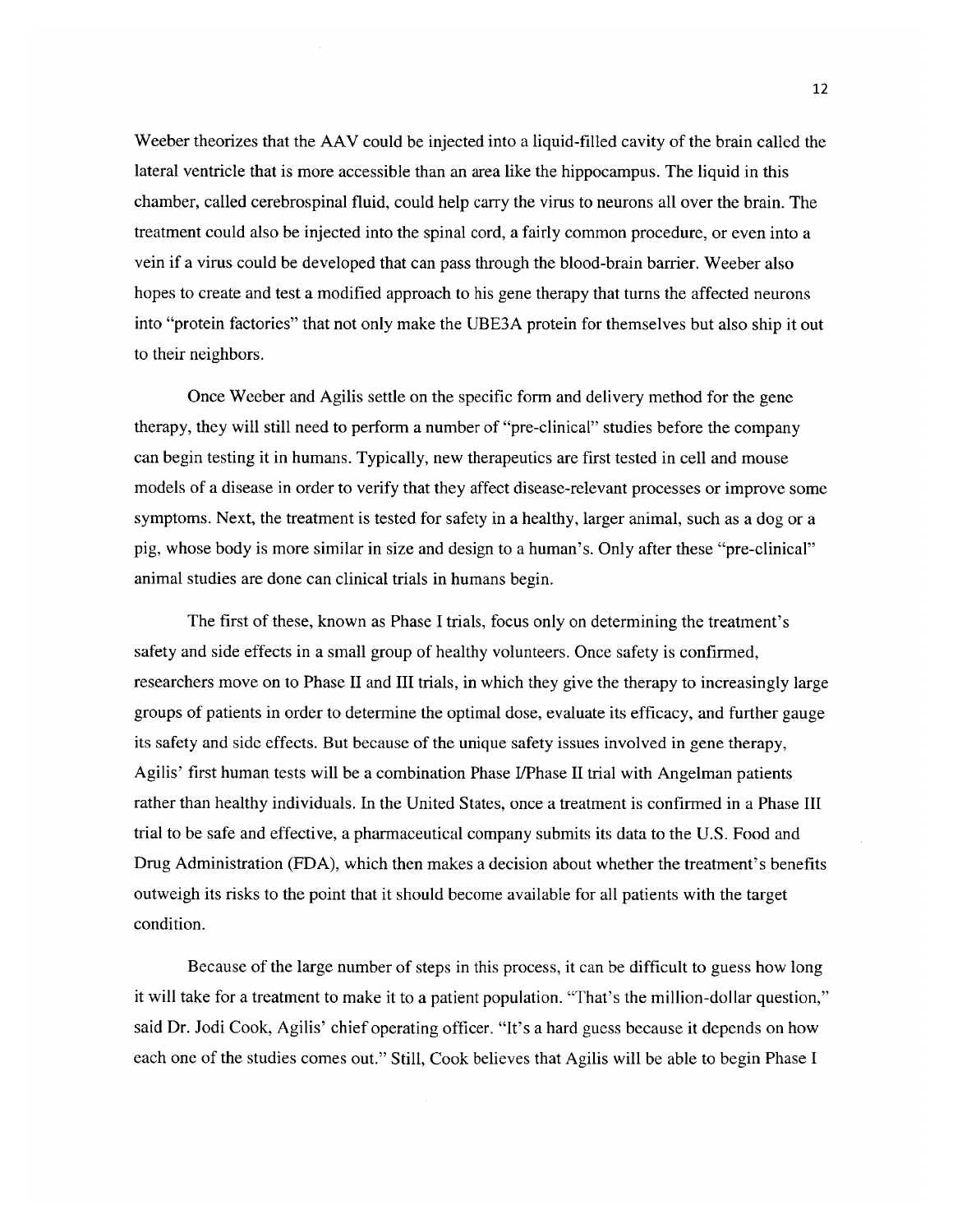Weeber theorizes that the AAV could be injected into a liquid-filled cavity of the brain called the lateral ventricle that is more accessible than an area like the hippocampus. The liquid in this chamber, called cerebrospinal fluid, could help carry the virus to neurons all over the brain. The treatment could also be injected into the spinal cord, a fairly common procedure, or even into a vein if a virus could be developed that can pass through the blood-brain barrier. Weeber also hopes to create and test a modified approach to his gene therapy that turns the affected neurons into "protein factories" that not only make the UBE3A protein for themselves but also ship it out to their neighbors.

Once Weeber and Agilis settle on the specific form and delivery method for the gene therapy, they will still need to perform a number of "pre-clinical" studies before the company can begin testing it in humans. Typically, new therapeutics are first tested in cell and mouse models of a disease in order to verify that they affect disease-relevant processes or improve some symptoms. Next, the treatment is tested for safety in a healthy, larger animal, such as a dog or a pig, whose body is more similar in size and design to a human's. Only after these "pre-clinical" animal studies are done can clinical trials in humans begin.

The first of these, known as Phase I trials, focus only on determining the treatment's safety and side effects in a small group of healthy volunteers. Once safety is confirmed, researchers move on to Phase II and III trials, in which they give the therapy to increasingly large groups of patients in order to determine the optimal dose, evaluate its efficacy, and further gauge its safety and side effects. But because of the unique safety issues involved in gene therapy, Agilis' first human tests will be a combination Phase I/Phase II trial with Angelman patients rather than healthy individuals. In the United States, once a treatment is confirmed in a Phase III trial to be safe and effective, a pharmaceutical company submits its data to the U.S. Food and Drug Administration (FDA), which then makes a decision about whether the treatment's benefits outweigh its risks to the point that it should become available for all patients with the target condition.

Because of the large number of steps in this process, it can be difficult to guess how long it will take for a treatment to make it to a patient population. "That's the million-dollar question," said Dr. Jodi Cook, Agilis' chief operating officer. "It's a hard guess because it depends on how each one of the studies comes out." Still, Cook believes that Agilis will be able to begin Phase I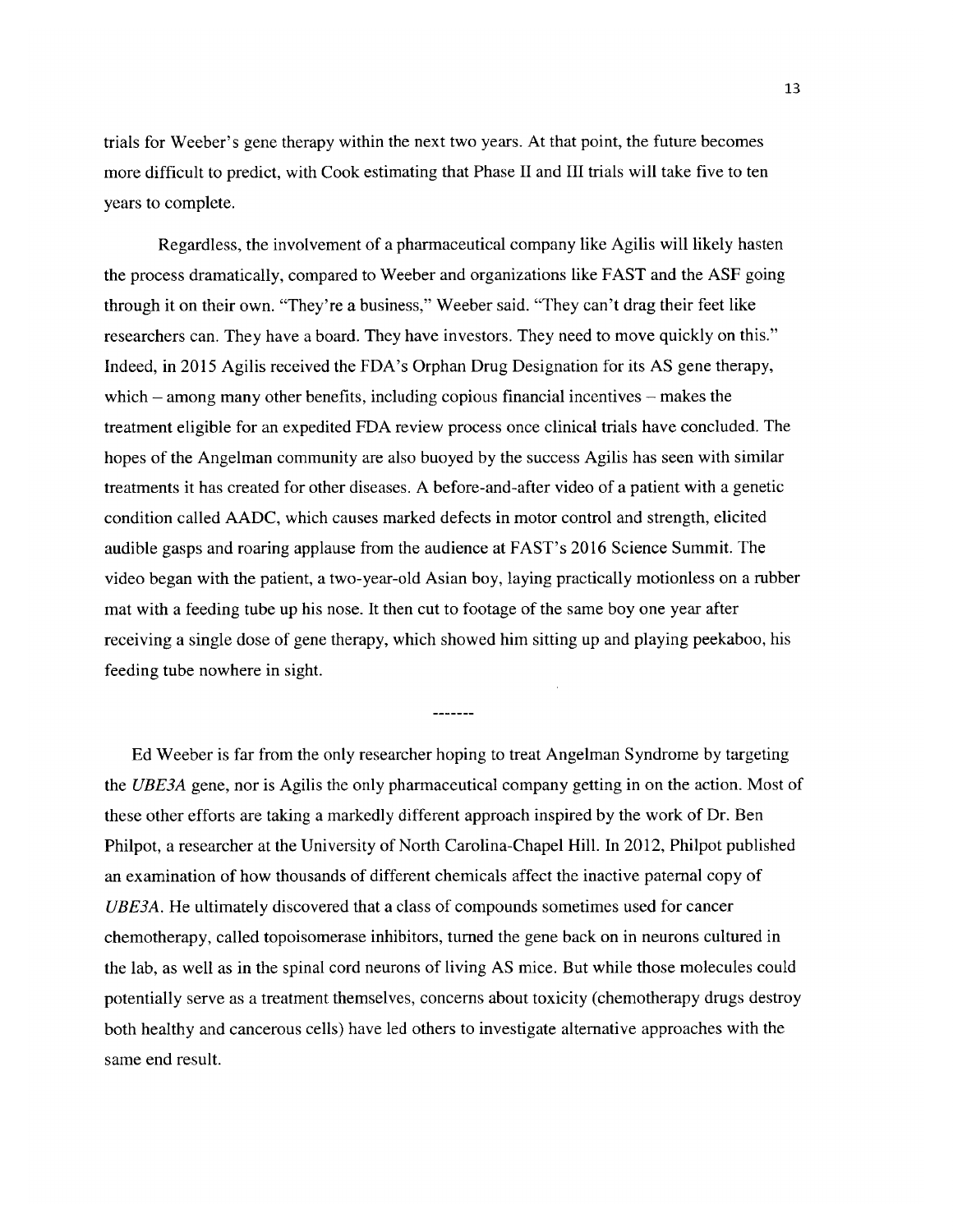trials for Weeber's gene therapy within the next two years. At that point, the future becomes more difficult to predict, with Cook estimating that Phase II and III trials will take five to ten years to complete.

Regardless, the involvement of a pharmaceutical company like Agilis will likely hasten the process dramatically, compared to Weeber and organizations like FAST and the ASF going through it on their own. "They're a business," Weeber said. "They can't drag their feet like researchers can. They have a board. They have investors. They need to move quickly on this." Indeed, in 2015 Agilis received the FDA's Orphan Drug Designation for its AS gene therapy, which – among many other benefits, including copious financial incentives – makes the treatment eligible for an expedited FDA review process once clinical trials have concluded. The hopes of the Angelman community are also buoyed by the success Agilis has seen with similar treatments it has created for other diseases. A before-and-after video of a patient with a genetic condition called AADC, which causes marked defects in motor control and strength, elicited audible gasps and roaring applause from the audience at FAST's 2016 Science Summit. The video began with the patient, a two-year-old Asian boy, laying practically motionless on a rubber mat with a feeding tube up his nose. It then cut to footage of the same boy one year after receiving a single dose of gene therapy, which showed him sitting up and playing peekaboo, his feeding tube nowhere in sight.

-------

Ed Weeber is far from the only researcher hoping to treat Angelman Syndrome by targeting the *UBE3A* gene, nor is Agilis the only pharmaceutical company getting in on the action. Most of these other efforts are taking a markedly different approach inspired by the work of Dr. Ben Philpot, a researcher at the University of North Carolina-Chapel Hill. In 2012, Philpot published an examination of how thousands of different chemicals affect the inactive paternal copy of *UBE3A*. He ultimately discovered that a class of compounds sometimes used for cancer chemotherapy, called topoisomerase inhibitors, turned the gene back on in neurons cultured in the lab, as well as in the spinal cord neurons of living AS mice. But while those molecules could potentially serve as a treatment themselves, concerns about toxicity (chemotherapy drugs destroy both healthy and cancerous cells) have led others to investigate alternative approaches with the same end result.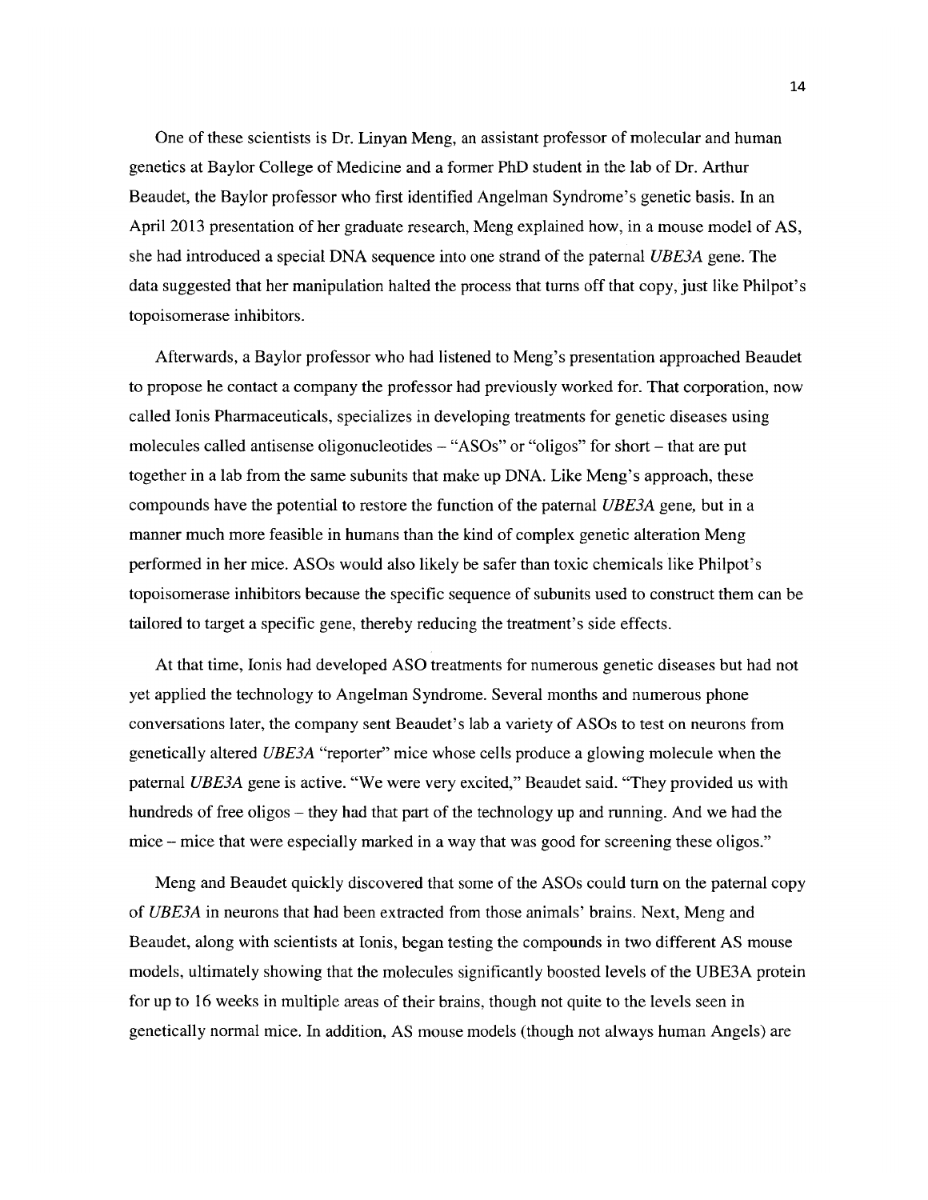One of these scientists is Dr. Linyan Meng, an assistant professor of molecular and human genetics at Baylor College of Medicine and a former PhD student in the lab of Dr. Arthur Beaudet, the Baylor professor who first identified Angelman Syndrome's genetic basis. In an April 2013 presentation of her graduate research, Meng explained how, in a mouse model of AS, she had introduced a special DNA sequence into one strand of the paternal *UBE3A* gene. The data suggested that her manipulation halted the process that turns off that copy, just like Philpot's topoisomerase inhibitors.

Afterwards, a Baylor professor who had listened to Meng's presentation approached Beaudet to propose he contact a company the professor had previously worked for. That corporation, now called Ionis Pharmaceuticals, specializes in developing treatments for genetic diseases using molecules called antisense oligonucleotides – "ASOs" or "oligos" for short – that are put together in a lab from the same subunits that make up DNA. Like Meng's approach, these compounds have the potential to restore the function of the paternal *UBE3A* gene, but in a manner much more feasible in humans than the kind of complex genetic alteration Meng performed in her mice. ASOs would also likely be safer than toxic chemicals like Philpot's topoisomerase inhibitors because the specific sequence of subunits used to construct them can be tailored to target a specific gene, thereby reducing the treatment's side effects.

At that time, Ionis had developed ASO treatments for numerous genetic diseases but had not yet applied the technology to Angelman Syndrome. Several months and numerous phone conversations later, the company sent Beaudet's lab a variety of ASOs to test on neurons from genetically altered *UBE3A* "reporter" mice whose cells produce a glowing molecule when the paternal *UBE3A* gene is active. "We were very excited," Beaudet said. "They provided us with hundreds of free oligos – they had that part of the technology up and running. And we had the mice – mice that were especially marked in a way that was good for screening these oligos."

Meng and Beaudet quickly discovered that some of the ASOs could turn on the paternal copy of *UBE3A* in neurons that had been extracted from those animals' brains. Next, Meng and Beaudet, along with scientists at Ionis, began testing the compounds in two different AS mouse models, ultimately showing that the molecules significantly boosted levels of the UBE3A protein for up to 16 weeks in multiple areas of their brains, though not quite to the levels seen in genetically normal mice. In addition, AS mouse models (though not always human Angels) are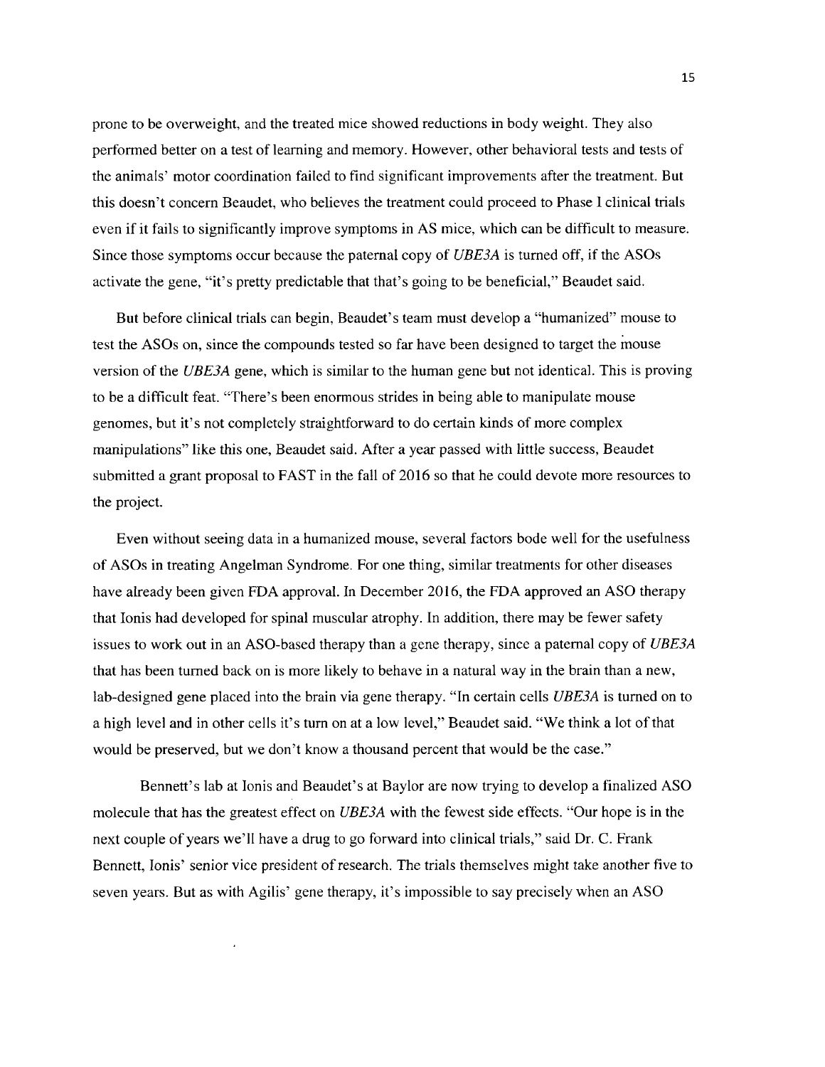prone to be overweight, and the treated mice showed reductions in body weight. They also performed better on a test of learning and memory. However, other behavioral tests and tests of the animals' motor coordination failed to find significant improvements after the treatment. But this doesn't concern Beaudet, who believes the treatment could proceed to Phase I clinical trials even if it fails to significantly improve symptoms in AS mice, which can be difficult to measure. Since those symptoms occur because the paternal copy of *UBE3A* is turned off, if the ASOs activate the gene, "it's pretty predictable that that's going to be beneficial," Beaudet said.

But before clinical trials can begin, Beaudet's team must develop a "humanized" mouse to test the ASOs on, since the compounds tested so far have been designed to target the mouse version of the *UBE3A* gene, which is similar to the human gene but not identical. This is proving to be a difficult feat. "There's been enormous strides in being able to manipulate mouse genomes, but it's not completely straightforward to do certain kinds of more complex manipulations" like this one, Beaudet said. After a year passed with little success, Beaudet submitted a grant proposal to FAST in the fall of 2016 so that he could devote more resources to the project.

Even without seeing data in a humanized mouse, several factors bode well for the usefulness of ASOs in treating Angelman Syndrome. For one thing, similar treatments for other diseases have already been given FDA approval. In December 2016, the FDA approved an ASO therapy that Ionis had developed for spinal muscular atrophy. In addition, there may be fewer safety issues to work out in an ASO-based therapy than a gene therapy, since a paternal copy of *UBE3A* that has been turned back on is more likely to behave in a natural way in the brain than a new, lab-designed gene placed into the brain via gene therapy. "In certain cells *UBE3A* is turned on to a high level and in other cells it's turn on at a low level," Beaudet said. "We think a lot of that would be preserved, but we don't know a thousand percent that would be the case."

Bennett's lab at Ionis and Beaudet's at Baylor are now trying to develop a finalized ASO molecule that has the greatest effect on *UBE3A* with the fewest side effects. "Our hope is in the next couple of years we'll have a drug to go forward into clinical trials," said Dr. C. Frank Bennett, Ionis' senior vice president of research. The trials themselves might take another five to seven years. But as with Agilis' gene therapy, it's impossible to say precisely when an ASO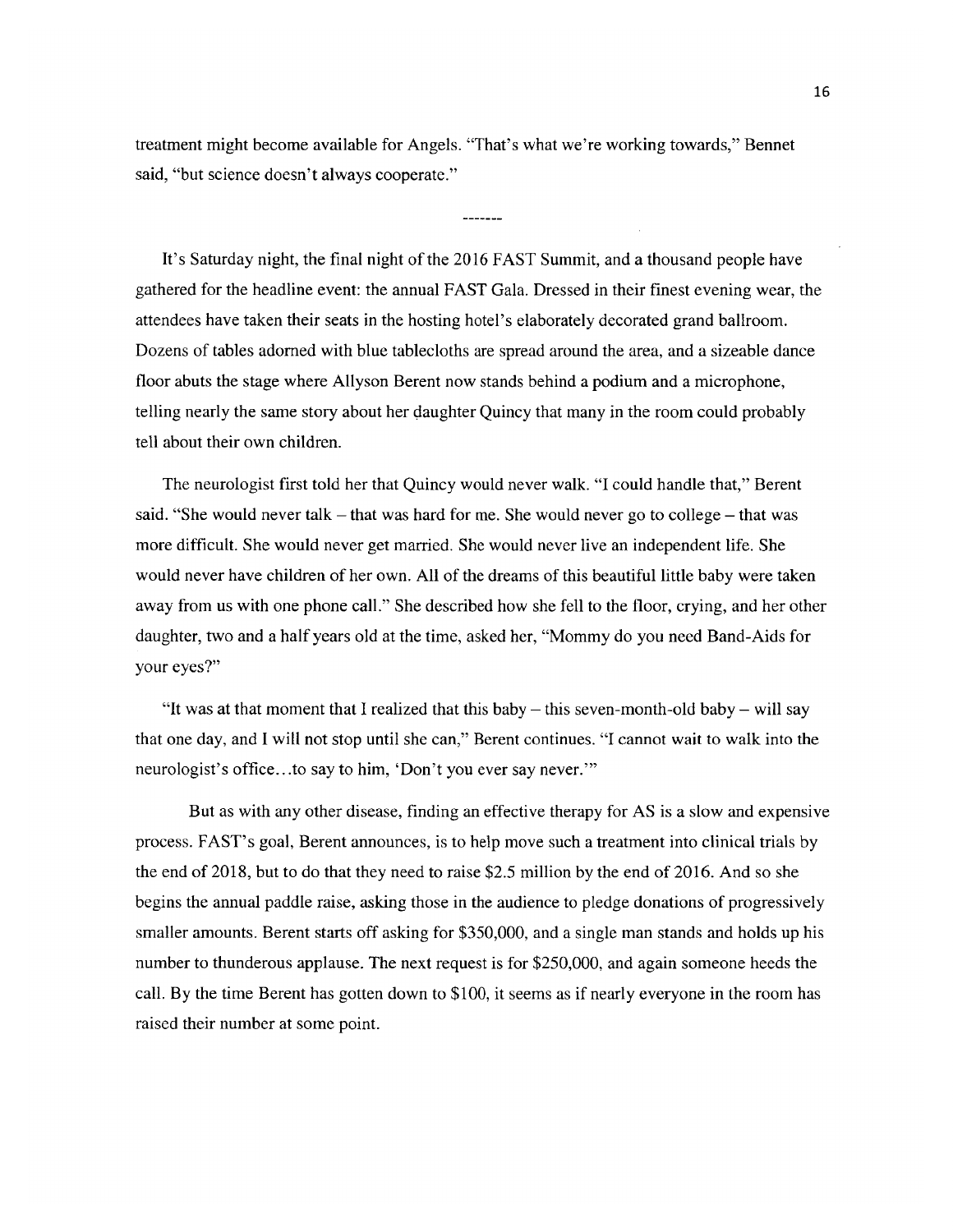treatment might become available for Angels. "That's what we're working towards," Bennet said, "but science doesn't always cooperate."

-------

It's Saturday night, the final night of the 2016 FAST Summit, and a thousand people have gathered for the headline event: the annual FAST Gala. Dressed in their finest evening wear, the attendees have taken their seats in the hosting hotel's elaborately decorated grand ballroom. Dozens of tables adorned with blue tablecloths are spread around the area, and a sizeable dance floor abuts the stage where Allyson Berent now stands behind a podium and a microphone, telling nearly the same story about her daughter Quincy that many in the room could probably tell about their own children.

The neurologist first told her that Quincy would never walk. "I could handle that," Berent said. "She would never talk – that was hard for me. She would never go to college – that was more difficult. She would never get married. She would never live an independent life. She would never have children of her own. All of the dreams of this beautiful little baby were taken away from us with one phone call." She described how she fell to the floor, crying, and her other daughter, two and a half years old at the time, asked her, "Mommy do you need Band-Aids for your eyes?"

"It was at that moment that I realized that this baby – this seven-month-old baby – will say that one day, and I will not stop until she can," Berent continues. "I cannot wait to walk into the neurologist's office…to say to him, 'Don't you ever say never.'"

But as with any other disease, finding an effective therapy for AS is a slow and expensive process. FAST's goal, Berent announces, is to help move such a treatment into clinical trials by the end of 2018, but to do that they need to raise $2.5 million by the end of 2016. And so she begins the annual paddle raise, asking those in the audience to pledge donations of progressively smaller amounts. Berent starts off asking for $350,000, and a single man stands and holds up his number to thunderous applause. The next request is for $250,000, and again someone heeds the call. By the time Berent has gotten down to $100, it seems as if nearly everyone in the room has raised their number at some point.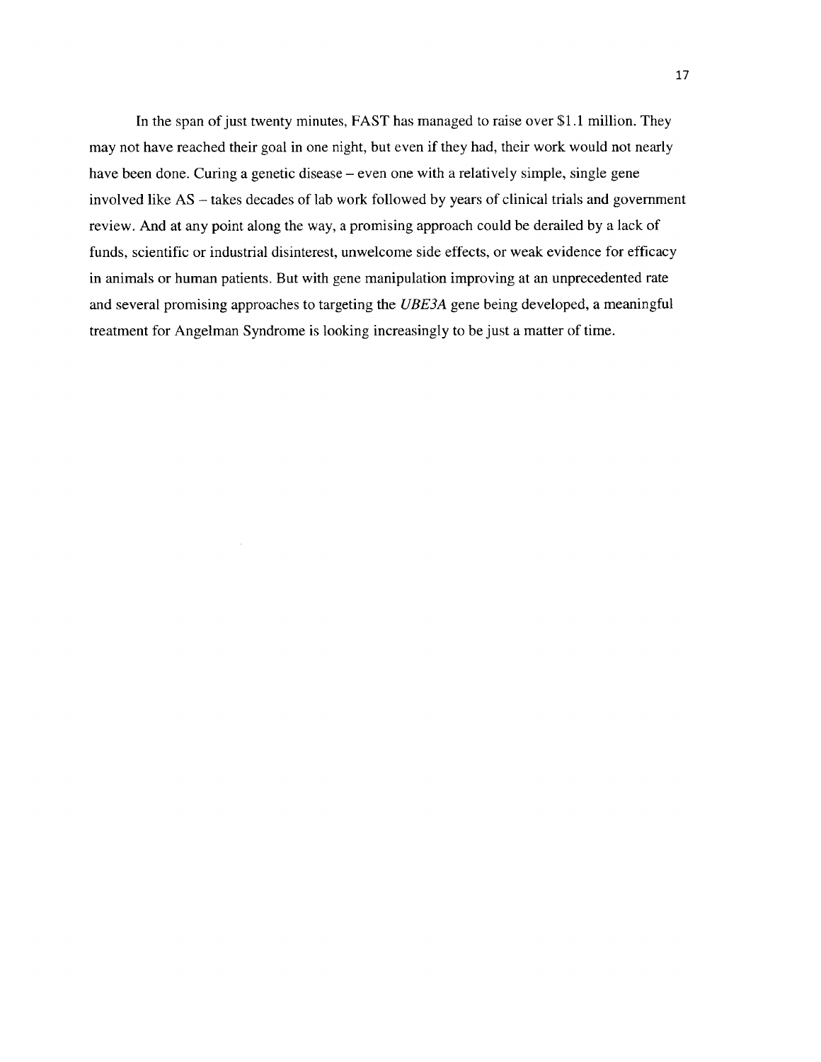In the span of just twenty minutes, FAST has managed to raise over $1.1 million. They may not have reached their goal in one night, but even if they had, their work would not nearly have been done. Curing a genetic disease – even one with a relatively simple, single gene involved like AS – takes decades of lab work followed by years of clinical trials and government review. And at any point along the way, a promising approach could be derailed by a lack of funds, scientific or industrial disinterest, unwelcome side effects, or weak evidence for efficacy in animals or human patients. But with gene manipulation improving at an unprecedented rate and several promising approaches to targeting the *UBE3A* gene being developed, a meaningful treatment for Angelman Syndrome is looking increasingly to be just a matter of time.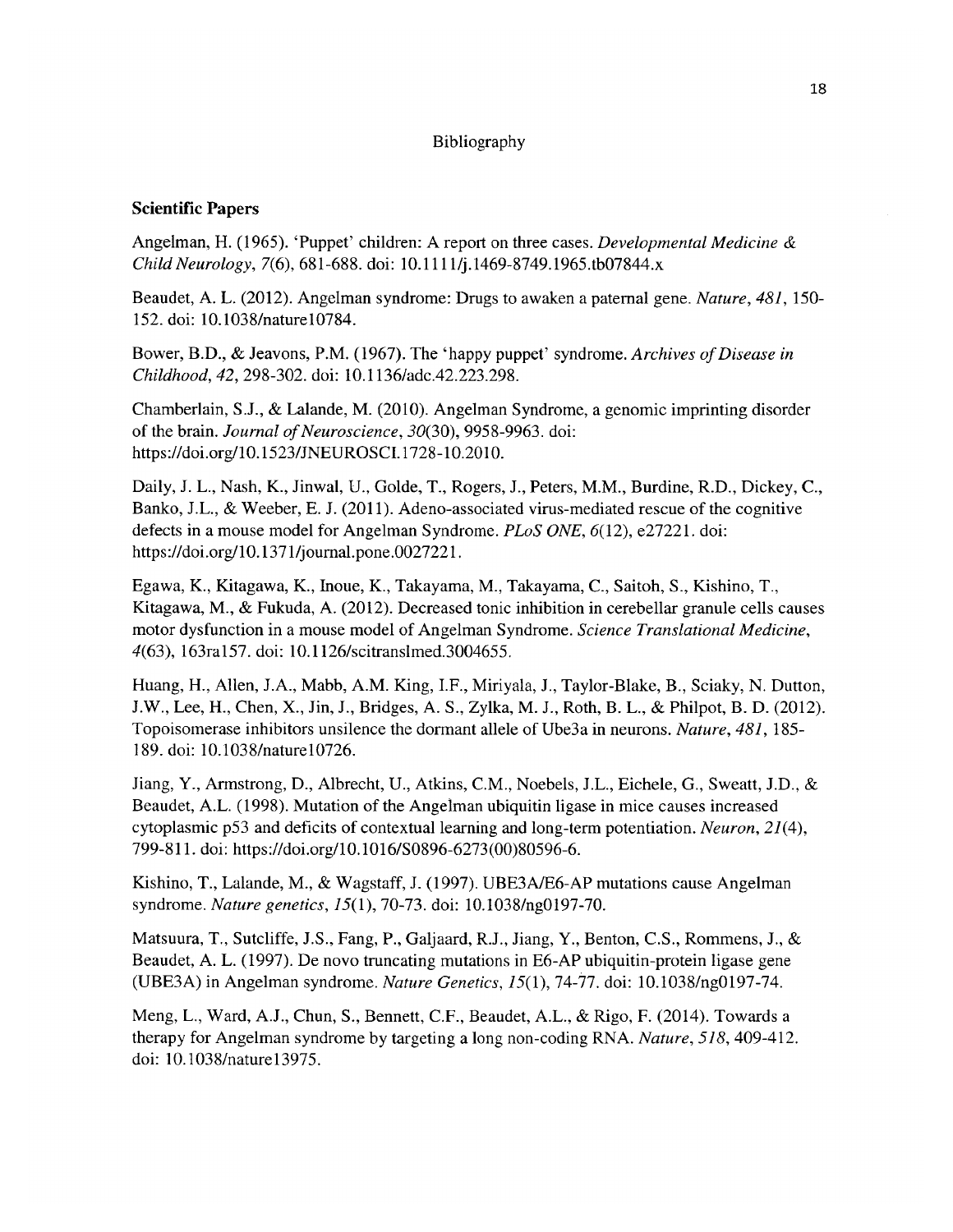# Bibliography

## Scientific Papers

Angelman, H. (1965). 'Puppet' children: A report on three cases. *Developmental Medicine & Child Neurology, 7*(6), 681-688. doi: 10.1111/j.1469-8749.1965.tb07844.x

Beaudet, A. L. (2012). Angelman syndrome: Drugs to awaken a paternal gene. *Nature, 481*, 150-152. doi: 10.1038/nature10784.

Bower, B.D., & Jeavons, P.M. (1967). The 'happy puppet' syndrome. *Archives of Disease in Childhood, 42*, 298-302. doi: 10.1136/adc.42.223.298.

Chamberlain, S.J., & Lalande, M. (2010). Angelman Syndrome, a genomic imprinting disorder of the brain. *Journal of Neuroscience, 30*(30), 9958-9963. doi: https://doi.org/10.1523/JNEUROSCI.1728-10.2010.

Daily, J. L., Nash, K., Jinwal, U., Golde, T., Rogers, J., Peters, M.M., Burdine, R.D., Dickey, C., Banko, J.L., & Weeber, E. J. (2011). Adeno-associated virus-mediated rescue of the cognitive defects in a mouse model for Angelman Syndrome. *PLoS ONE, 6*(12), e27221. doi: https://doi.org/10.1371/journal.pone.0027221.

Egawa, K., Kitagawa, K., Inoue, K., Takayama, M., Takayama, C., Saitoh, S., Kishino, T., Kitagawa, M., & Fukuda, A. (2012). Decreased tonic inhibition in cerebellar granule cells causes motor dysfunction in a mouse model of Angelman Syndrome. *Science Translational Medicine, 4*(63), 163ra157. doi: 10.1126/scitranslmed.3004655.

Huang, H., Allen, J.A., Mabb, A.M. King, I.F., Miriyala, J., Taylor-Blake, B., Sciaky, N. Dutton, J.W., Lee, H., Chen, X., Jin, J., Bridges, A. S., Zylka, M. J., Roth, B. L., & Philpot, B. D. (2012). Topoisomerase inhibitors unsilence the dormant allele of Ube3a in neurons. *Nature, 481*, 185-189. doi: 10.1038/nature10726.

Jiang, Y., Armstrong, D., Albrecht, U., Atkins, C.M., Noebels, J.L., Eichele, G., Sweatt, J.D., & Beaudet, A.L. (1998). Mutation of the Angelman ubiquitin ligase in mice causes increased cytoplasmic p53 and deficits of contextual learning and long-term potentiation. *Neuron, 21*(4), 799-811. doi: https://doi.org/10.1016/S0896-6273(00)80596-6.

Kishino, T., Lalande, M., & Wagstaff, J. (1997). UBE3A/E6-AP mutations cause Angelman syndrome. *Nature genetics, 15*(1), 70-73. doi: 10.1038/ng0197-70.

Matsuura, T., Sutcliffe, J.S., Fang, P., Galjaard, R.J., Jiang, Y., Benton, C.S., Rommens, J., & Beaudet, A. L. (1997). De novo truncating mutations in E6-AP ubiquitin-protein ligase gene (UBE3A) in Angelman syndrome. *Nature Genetics, 15*(1), 74-77. doi: 10.1038/ng0197-74.

Meng, L., Ward, A.J., Chun, S., Bennett, C.F., Beaudet, A.L., & Rigo, F. (2014). Towards a therapy for Angelman syndrome by targeting a long non-coding RNA. *Nature, 518*, 409-412. doi: 10.1038/nature13975.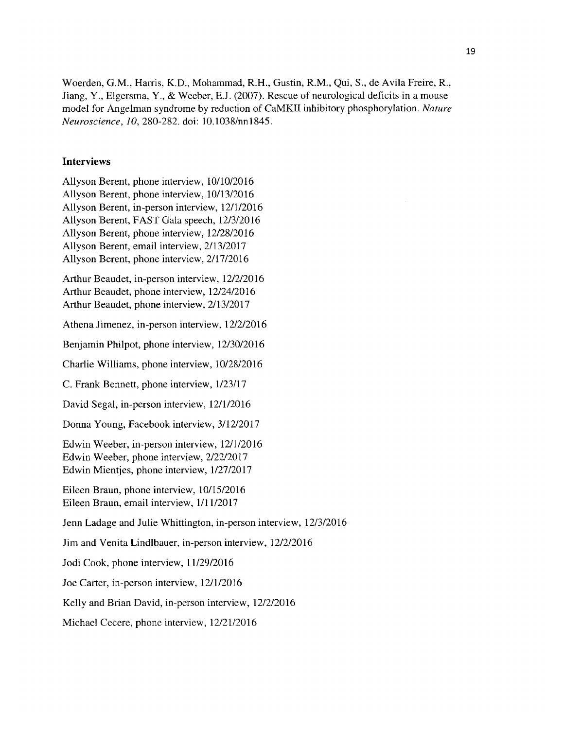Woerden, G.M., Harris, K.D., Mohammad, R.H., Gustin, R.M., Qui, S., de Avila Freire, R., Jiang, Y., Elgersma, Y., & Weeber, E.J. (2007). Rescue of neurological deficits in a mouse model for Angelman syndrome by reduction of CaMKII inhibitory phosphorylation. *Nature Neuroscience*, *10*, 280-282. doi: 10.1038/nn1845.

### Interviews

Allyson Berent, phone interview, 10/10/2016
Allyson Berent, phone interview, 10/13/2016
Allyson Berent, in-person interview, 12/1/2016
Allyson Berent, FAST Gala speech, 12/3/2016
Allyson Berent, phone interview, 12/28/2016
Allyson Berent, email interview, 2/13/2017
Allyson Berent, phone interview, 2/17/2016

Arthur Beaudet, in-person interview, 12/2/2016
Arthur Beaudet, phone interview, 12/24/2016
Arthur Beaudet, phone interview, 2/13/2017

Athena Jimenez, in-person interview, 12/2/2016

Benjamin Philpot, phone interview, 12/30/2016

Charlie Williams, phone interview, 10/28/2016

C. Frank Bennett, phone interview, 1/23/17

David Segal, in-person interview, 12/1/2016

Donna Young, Facebook interview, 3/12/2017

Edwin Weeber, in-person interview, 12/1/2016
Edwin Weeber, phone interview, 2/22/2017
Edwin Mientjes, phone interview, 1/27/2017

Eileen Braun, phone interview, 10/15/2016
Eileen Braun, email interview, 1/11/2017

Jenn Ladage and Julie Whittington, in-person interview, 12/3/2016

Jim and Venita Lindlbauer, in-person interview, 12/2/2016

Jodi Cook, phone interview, 11/29/2016

Joe Carter, in-person interview, 12/1/2016

Kelly and Brian David, in-person interview, 12/2/2016

Michael Cecere, phone interview, 12/21/2016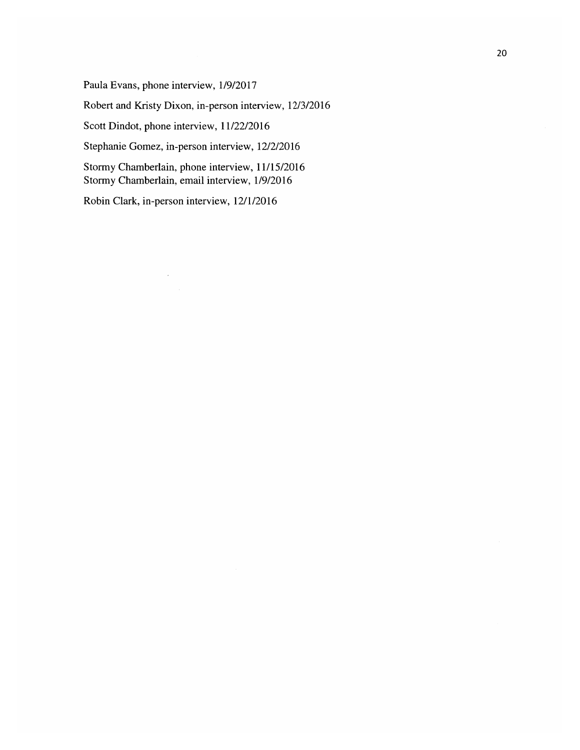Paula Evans, phone interview, 1/9/2017

Robert and Kristy Dixon, in-person interview, 12/3/2016

Scott Dindot, phone interview, 11/22/2016

Stephanie Gomez, in-person interview, 12/2/2016

Stormy Chamberlain, phone interview, 11/15/2016
Stormy Chamberlain, email interview, 1/9/2016

Robin Clark, in-person interview, 12/1/2016